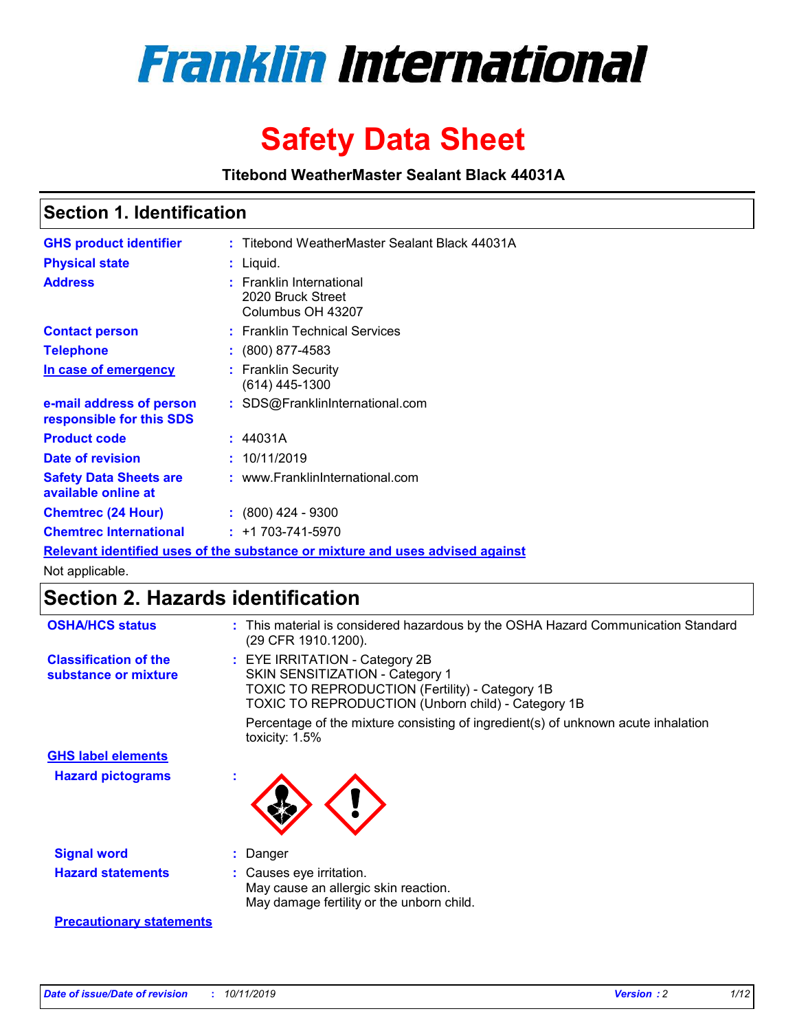# Franklin International

# Safety Data Sheet

**Titebond WeatherMaster Sealant Black 44031A**

## Section 1. Identification

| | | |
|---|---|---|
| **GHS product identifier** | : | Titebond WeatherMaster Sealant Black 44031A |
| **Physical state** | : | Liquid. |
| **Address** | : | Franklin International<br>2020 Bruck Street<br>Columbus OH 43207 |
| **Contact person** | : | Franklin Technical Services |
| **Telephone** | : | (800) 877-4583 |
| **In case of emergency** | : | Franklin Security<br>(614) 445-1300 |
| **e-mail address of person responsible for this SDS** | : | SDS@FranklinInternational.com |
| **Product code** | : | 44031A |
| **Date of revision** | : | 10/11/2019 |
| **Safety Data Sheets are available online at** | : | www.FranklinInternational.com |
| **Chemtrec (24 Hour)** | : | (800) 424 - 9300 |
| **Chemtrec International** | : | +1 703-741-5970 |

**Relevant identified uses of the substance or mixture and uses advised against**

Not applicable.

## Section 2. Hazards identification

| | | |
|---|---|---|
| **OSHA/HCS status** | : | This material is considered hazardous by the OSHA Hazard Communication Standard (29 CFR 1910.1200). |
| **Classification of the substance or mixture** | : | EYE IRRITATION - Category 2B<br>SKIN SENSITIZATION - Category 1<br>TOXIC TO REPRODUCTION (Fertility) - Category 1B<br>TOXIC TO REPRODUCTION (Unborn child) - Category 1B<br><br>Percentage of the mixture consisting of ingredient(s) of unknown acute inhalation toxicity: 1.5% |

**GHS label elements**

| | | |
|---|---|---|
| **Hazard pictograms** | : | |
| **Signal word** | : | Danger |
| **Hazard statements** | : | Causes eye irritation.<br>May cause an allergic skin reaction.<br>May damage fertility or the unborn child. |

**Precautionary statements**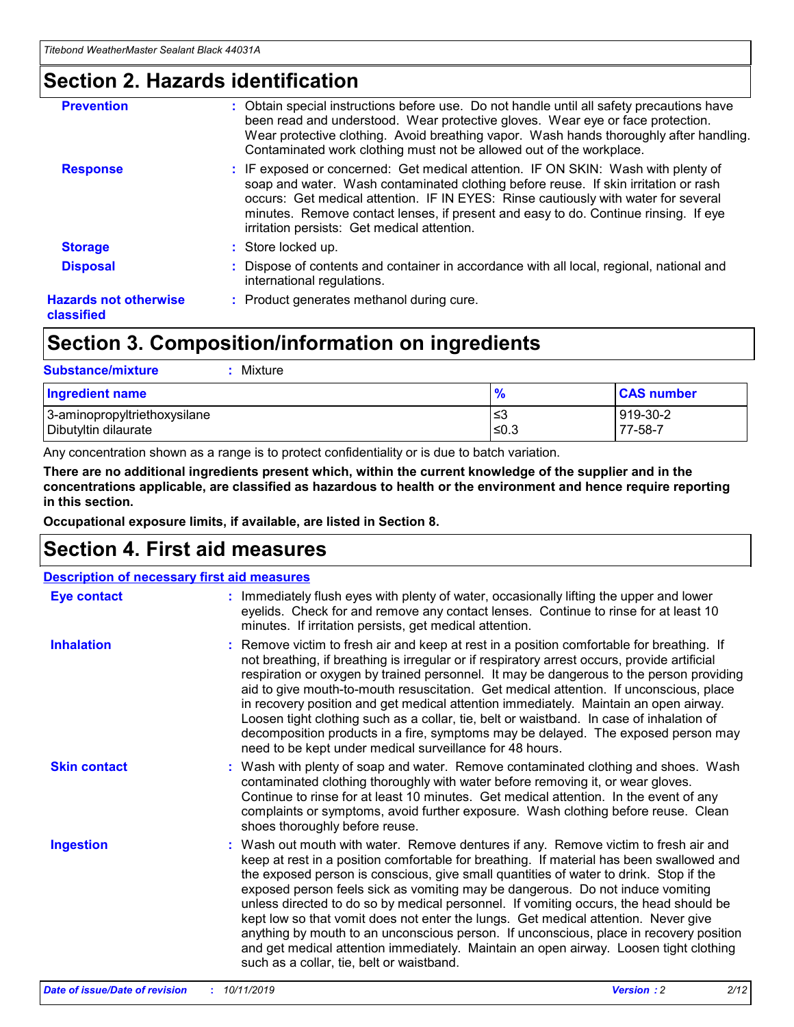## Section 2. Hazards identification

**Prevention** : Obtain special instructions before use. Do not handle until all safety precautions have been read and understood. Wear protective gloves. Wear eye or face protection. Wear protective clothing. Avoid breathing vapor. Wash hands thoroughly after handling. Contaminated work clothing must not be allowed out of the workplace.

**Response** : IF exposed or concerned: Get medical attention. IF ON SKIN: Wash with plenty of soap and water. Wash contaminated clothing before reuse. If skin irritation or rash occurs: Get medical attention. IF IN EYES: Rinse cautiously with water for several minutes. Remove contact lenses, if present and easy to do. Continue rinsing. If eye irritation persists: Get medical attention.

**Storage** : Store locked up.

**Disposal** : Dispose of contents and container in accordance with all local, regional, national and international regulations.

**Hazards not otherwise classified** : Product generates methanol during cure.

## Section 3. Composition/information on ingredients

**Substance/mixture** : Mixture

| Ingredient name | % | CAS number |
|---|---|---|
| 3-aminopropyltriethoxysilane | ≤3 | 919-30-2 |
| Dibutyltin dilaurate | ≤0.3 | 77-58-7 |

Any concentration shown as a range is to protect confidentiality or is due to batch variation.

**There are no additional ingredients present which, within the current knowledge of the supplier and in the concentrations applicable, are classified as hazardous to health or the environment and hence require reporting in this section.**

**Occupational exposure limits, if available, are listed in Section 8.**

## Section 4. First aid measures

### Description of necessary first aid measures

**Eye contact** : Immediately flush eyes with plenty of water, occasionally lifting the upper and lower eyelids. Check for and remove any contact lenses. Continue to rinse for at least 10 minutes. If irritation persists, get medical attention.

**Inhalation** : Remove victim to fresh air and keep at rest in a position comfortable for breathing. If not breathing, if breathing is irregular or if respiratory arrest occurs, provide artificial respiration or oxygen by trained personnel. It may be dangerous to the person providing aid to give mouth-to-mouth resuscitation. Get medical attention. If unconscious, place in recovery position and get medical attention immediately. Maintain an open airway. Loosen tight clothing such as a collar, tie, belt or waistband. In case of inhalation of decomposition products in a fire, symptoms may be delayed. The exposed person may need to be kept under medical surveillance for 48 hours.

**Skin contact** : Wash with plenty of soap and water. Remove contaminated clothing and shoes. Wash contaminated clothing thoroughly with water before removing it, or wear gloves. Continue to rinse for at least 10 minutes. Get medical attention. In the event of any complaints or symptoms, avoid further exposure. Wash clothing before reuse. Clean shoes thoroughly before reuse.

**Ingestion** : Wash out mouth with water. Remove dentures if any. Remove victim to fresh air and keep at rest in a position comfortable for breathing. If material has been swallowed and the exposed person is conscious, give small quantities of water to drink. Stop if the exposed person feels sick as vomiting may be dangerous. Do not induce vomiting unless directed to do so by medical personnel. If vomiting occurs, the head should be kept low so that vomit does not enter the lungs. Get medical attention. Never give anything by mouth to an unconscious person. If unconscious, place in recovery position and get medical attention immediately. Maintain an open airway. Loosen tight clothing such as a collar, tie, belt or waistband.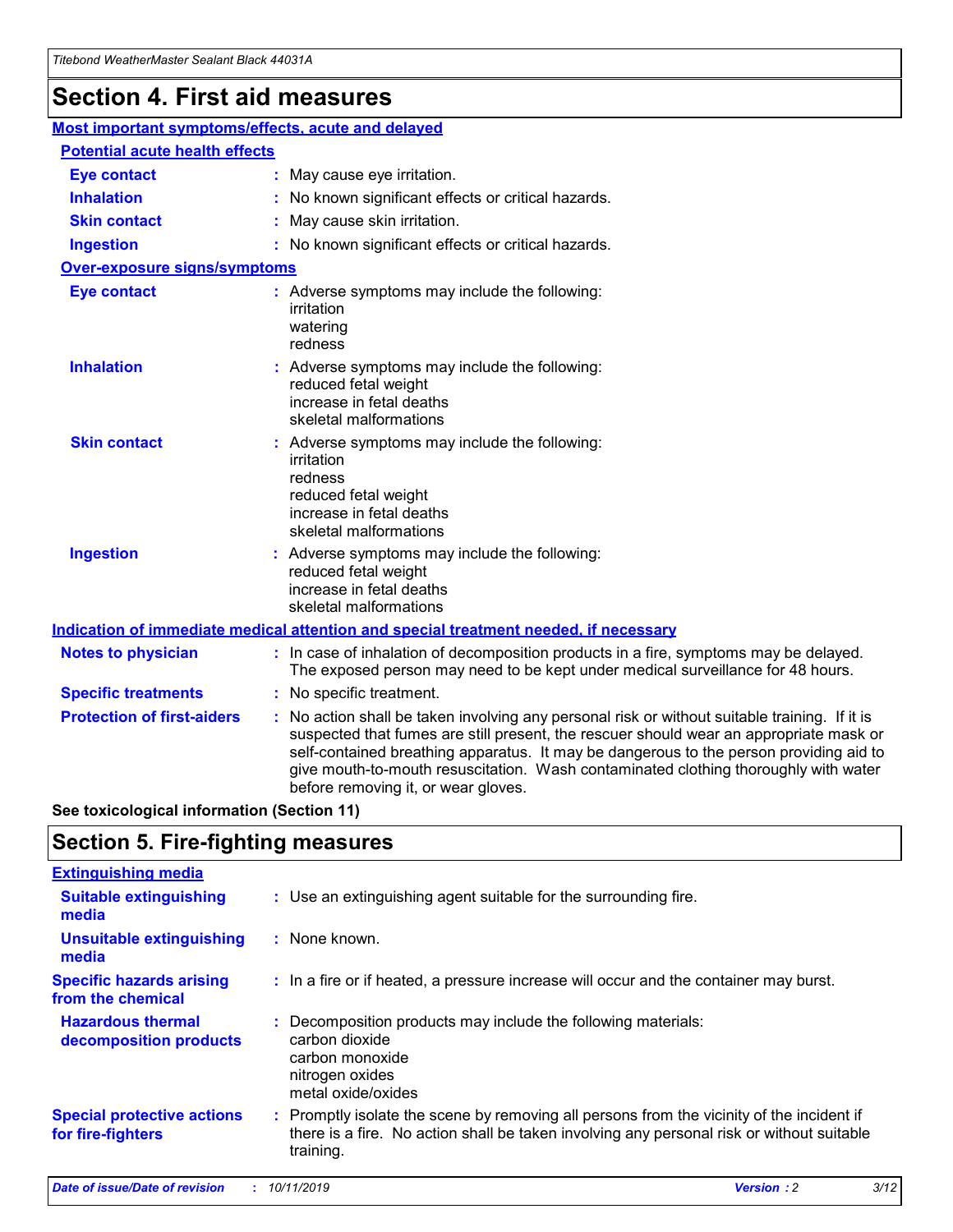# Section 4. First aid measures

## Most important symptoms/effects, acute and delayed

### Potential acute health effects

| | |
|---|---|
| **Eye contact** | : May cause eye irritation. |
| **Inhalation** | : No known significant effects or critical hazards. |
| **Skin contact** | : May cause skin irritation. |
| **Ingestion** | : No known significant effects or critical hazards. |

### Over-exposure signs/symptoms

| | |
|---|---|
| **Eye contact** | : Adverse symptoms may include the following: irritation, watering, redness |
| **Inhalation** | : Adverse symptoms may include the following: reduced fetal weight, increase in fetal deaths, skeletal malformations |
| **Skin contact** | : Adverse symptoms may include the following: irritation, redness, reduced fetal weight, increase in fetal deaths, skeletal malformations |
| **Ingestion** | : Adverse symptoms may include the following: reduced fetal weight, increase in fetal deaths, skeletal malformations |

## Indication of immediate medical attention and special treatment needed, if necessary

| | |
|---|---|
| **Notes to physician** | : In case of inhalation of decomposition products in a fire, symptoms may be delayed. The exposed person may need to be kept under medical surveillance for 48 hours. |
| **Specific treatments** | : No specific treatment. |
| **Protection of first-aiders** | : No action shall be taken involving any personal risk or without suitable training. If it is suspected that fumes are still present, the rescuer should wear an appropriate mask or self-contained breathing apparatus. It may be dangerous to the person providing aid to give mouth-to-mouth resuscitation. Wash contaminated clothing thoroughly with water before removing it, or wear gloves. |

**See toxicological information (Section 11)**

# Section 5. Fire-fighting measures

## Extinguishing media

| | |
|---|---|
| **Suitable extinguishing media** | : Use an extinguishing agent suitable for the surrounding fire. |
| **Unsuitable extinguishing media** | : None known. |
| **Specific hazards arising from the chemical** | : In a fire or if heated, a pressure increase will occur and the container may burst. |
| **Hazardous thermal decomposition products** | : Decomposition products may include the following materials: carbon dioxide, carbon monoxide, nitrogen oxides, metal oxide/oxides |
| **Special protective actions for fire-fighters** | : Promptly isolate the scene by removing all persons from the vicinity of the incident if there is a fire. No action shall be taken involving any personal risk or without suitable training. |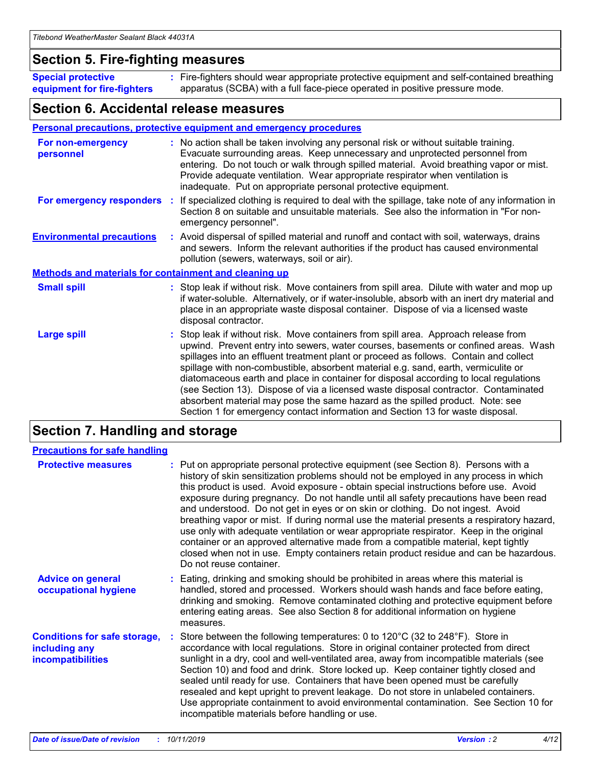## Section 5. Fire-fighting measures

**Special protective equipment for fire-fighters** : Fire-fighters should wear appropriate protective equipment and self-contained breathing apparatus (SCBA) with a full face-piece operated in positive pressure mode.

## Section 6. Accidental release measures

### Personal precautions, protective equipment and emergency procedures

**For non-emergency personnel** : No action shall be taken involving any personal risk or without suitable training. Evacuate surrounding areas. Keep unnecessary and unprotected personnel from entering. Do not touch or walk through spilled material. Avoid breathing vapor or mist. Provide adequate ventilation. Wear appropriate respirator when ventilation is inadequate. Put on appropriate personal protective equipment.

**For emergency responders** : If specialized clothing is required to deal with the spillage, take note of any information in Section 8 on suitable and unsuitable materials. See also the information in "For non-emergency personnel".

**Environmental precautions** : Avoid dispersal of spilled material and runoff and contact with soil, waterways, drains and sewers. Inform the relevant authorities if the product has caused environmental pollution (sewers, waterways, soil or air).

### Methods and materials for containment and cleaning up

**Small spill** : Stop leak if without risk. Move containers from spill area. Dilute with water and mop up if water-soluble. Alternatively, or if water-insoluble, absorb with an inert dry material and place in an appropriate waste disposal container. Dispose of via a licensed waste disposal contractor.

**Large spill** : Stop leak if without risk. Move containers from spill area. Approach release from upwind. Prevent entry into sewers, water courses, basements or confined areas. Wash spillages into an effluent treatment plant or proceed as follows. Contain and collect spillage with non-combustible, absorbent material e.g. sand, earth, vermiculite or diatomaceous earth and place in container for disposal according to local regulations (see Section 13). Dispose of via a licensed waste disposal contractor. Contaminated absorbent material may pose the same hazard as the spilled product. Note: see Section 1 for emergency contact information and Section 13 for waste disposal.

## Section 7. Handling and storage

### Precautions for safe handling

**Protective measures** : Put on appropriate personal protective equipment (see Section 8). Persons with a history of skin sensitization problems should not be employed in any process in which this product is used. Avoid exposure - obtain special instructions before use. Avoid exposure during pregnancy. Do not handle until all safety precautions have been read and understood. Do not get in eyes or on skin or clothing. Do not ingest. Avoid breathing vapor or mist. If during normal use the material presents a respiratory hazard, use only with adequate ventilation or wear appropriate respirator. Keep in the original container or an approved alternative made from a compatible material, kept tightly closed when not in use. Empty containers retain product residue and can be hazardous. Do not reuse container.

**Advice on general occupational hygiene** : Eating, drinking and smoking should be prohibited in areas where this material is handled, stored and processed. Workers should wash hands and face before eating, drinking and smoking. Remove contaminated clothing and protective equipment before entering eating areas. See also Section 8 for additional information on hygiene measures.

**Conditions for safe storage, including any incompatibilities** : Store between the following temperatures: 0 to 120°C (32 to 248°F). Store in accordance with local regulations. Store in original container protected from direct sunlight in a dry, cool and well-ventilated area, away from incompatible materials (see Section 10) and food and drink. Store locked up. Keep container tightly closed and sealed until ready for use. Containers that have been opened must be carefully resealed and kept upright to prevent leakage. Do not store in unlabeled containers. Use appropriate containment to avoid environmental contamination. See Section 10 for incompatible materials before handling or use.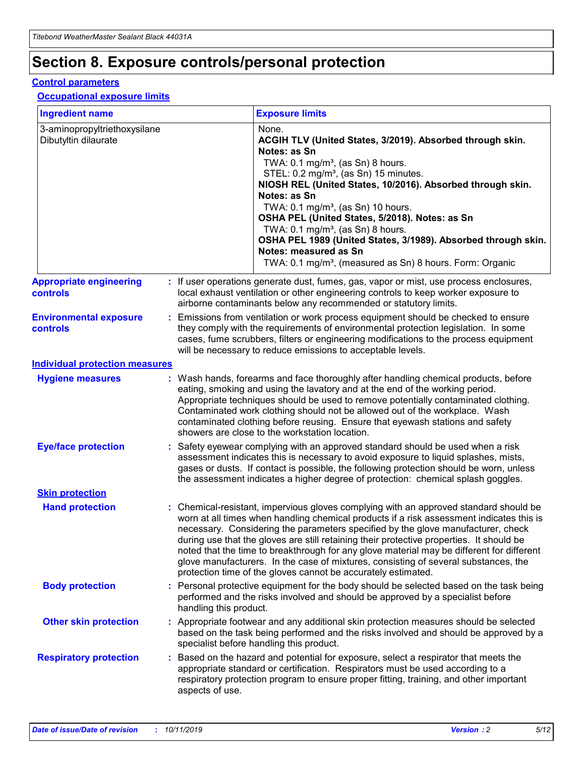# Section 8. Exposure controls/personal protection

## Control parameters

### Occupational exposure limits

| Ingredient name | Exposure limits |
|---|---|
| 3-aminopropyltriethoxysilane<br>Dibutyltin dilaurate | None.<br>**ACGIH TLV (United States, 3/2019). Absorbed through skin. Notes: as Sn**<br>TWA: 0.1 mg/m³, (as Sn) 8 hours.<br>STEL: 0.2 mg/m³, (as Sn) 15 minutes.<br>**NIOSH REL (United States, 10/2016). Absorbed through skin. Notes: as Sn**<br>TWA: 0.1 mg/m³, (as Sn) 10 hours.<br>**OSHA PEL (United States, 5/2018). Notes: as Sn**<br>TWA: 0.1 mg/m³, (as Sn) 8 hours.<br>**OSHA PEL 1989 (United States, 3/1989). Absorbed through skin. Notes: measured as Sn**<br>TWA: 0.1 mg/m³, (measured as Sn) 8 hours. Form: Organic |

**Appropriate engineering controls** : If user operations generate dust, fumes, gas, vapor or mist, use process enclosures, local exhaust ventilation or other engineering controls to keep worker exposure to airborne contaminants below any recommended or statutory limits.

**Environmental exposure controls** : Emissions from ventilation or work process equipment should be checked to ensure they comply with the requirements of environmental protection legislation. In some cases, fume scrubbers, filters or engineering modifications to the process equipment will be necessary to reduce emissions to acceptable levels.

## Individual protection measures

**Hygiene measures** : Wash hands, forearms and face thoroughly after handling chemical products, before eating, smoking and using the lavatory and at the end of the working period. Appropriate techniques should be used to remove potentially contaminated clothing. Contaminated work clothing should not be allowed out of the workplace. Wash contaminated clothing before reusing. Ensure that eyewash stations and safety showers are close to the workstation location.

**Eye/face protection** : Safety eyewear complying with an approved standard should be used when a risk assessment indicates this is necessary to avoid exposure to liquid splashes, mists, gases or dusts. If contact is possible, the following protection should be worn, unless the assessment indicates a higher degree of protection: chemical splash goggles.

### Skin protection

**Hand protection** : Chemical-resistant, impervious gloves complying with an approved standard should be worn at all times when handling chemical products if a risk assessment indicates this is necessary. Considering the parameters specified by the glove manufacturer, check during use that the gloves are still retaining their protective properties. It should be noted that the time to breakthrough for any glove material may be different for different glove manufacturers. In the case of mixtures, consisting of several substances, the protection time of the gloves cannot be accurately estimated.

**Body protection** : Personal protective equipment for the body should be selected based on the task being performed and the risks involved and should be approved by a specialist before handling this product.

**Other skin protection** : Appropriate footwear and any additional skin protection measures should be selected based on the task being performed and the risks involved and should be approved by a specialist before handling this product.

**Respiratory protection** : Based on the hazard and potential for exposure, select a respirator that meets the appropriate standard or certification. Respirators must be used according to a respiratory protection program to ensure proper fitting, training, and other important aspects of use.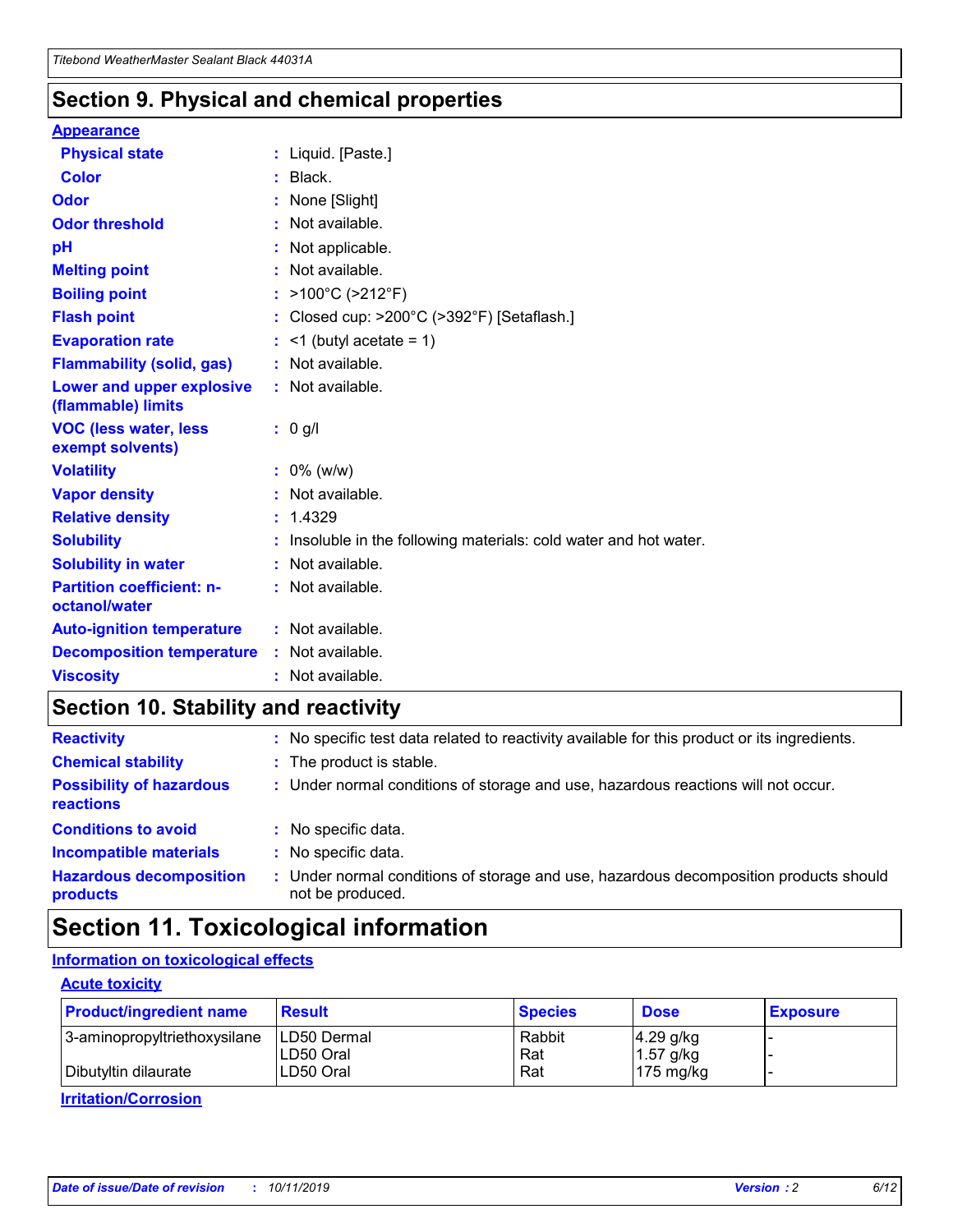## Section 9. Physical and chemical properties

### Appearance

| | |
|---|---|
| **Physical state** | : Liquid. [Paste.] |
| **Color** | : Black. |
| **Odor** | : None [Slight] |
| **Odor threshold** | : Not available. |
| **pH** | : Not applicable. |
| **Melting point** | : Not available. |
| **Boiling point** | : >100°C (>212°F) |
| **Flash point** | : Closed cup: >200°C (>392°F) [Setaflash.] |
| **Evaporation rate** | : <1 (butyl acetate = 1) |
| **Flammability (solid, gas)** | : Not available. |
| **Lower and upper explosive (flammable) limits** | : Not available. |
| **VOC (less water, less exempt solvents)** | : 0 g/l |
| **Volatility** | : 0% (w/w) |
| **Vapor density** | : Not available. |
| **Relative density** | : 1.4329 |
| **Solubility** | : Insoluble in the following materials: cold water and hot water. |
| **Solubility in water** | : Not available. |
| **Partition coefficient: n-octanol/water** | : Not available. |
| **Auto-ignition temperature** | : Not available. |
| **Decomposition temperature** | : Not available. |
| **Viscosity** | : Not available. |

## Section 10. Stability and reactivity

| | |
|---|---|
| **Reactivity** | : No specific test data related to reactivity available for this product or its ingredients. |
| **Chemical stability** | : The product is stable. |
| **Possibility of hazardous reactions** | : Under normal conditions of storage and use, hazardous reactions will not occur. |
| **Conditions to avoid** | : No specific data. |
| **Incompatible materials** | : No specific data. |
| **Hazardous decomposition products** | : Under normal conditions of storage and use, hazardous decomposition products should not be produced. |

## Section 11. Toxicological information

### Information on toxicological effects

#### Acute toxicity

| Product/ingredient name | Result | Species | Dose | Exposure |
|---|---|---|---|---|
| 3-aminopropyltriethoxysilane | LD50 Dermal | Rabbit | 4.29 g/kg | - |
| | LD50 Oral | Rat | 1.57 g/kg | - |
| Dibutyltin dilaurate | LD50 Oral | Rat | 175 mg/kg | - |

#### Irritation/Corrosion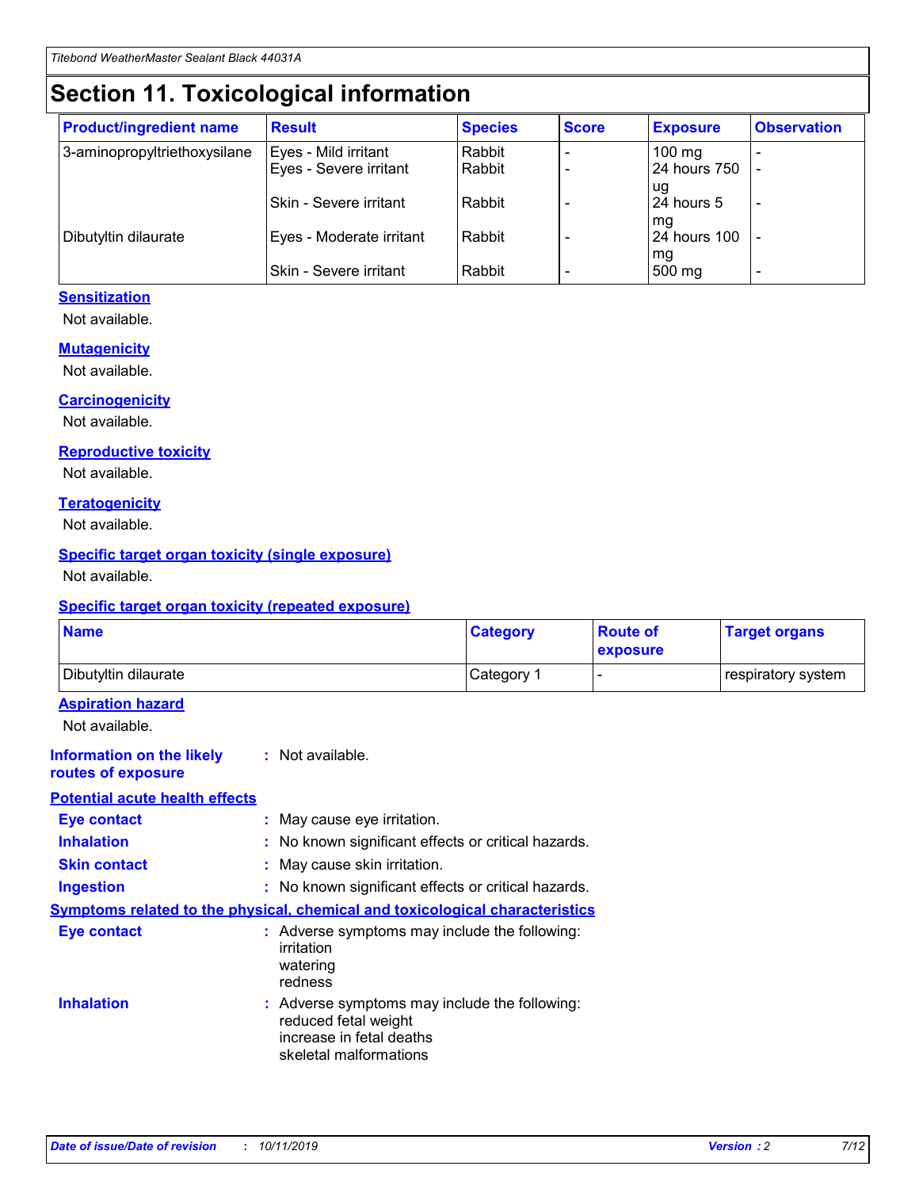# Section 11. Toxicological information

| Product/ingredient name | Result | Species | Score | Exposure | Observation |
|---|---|---|---|---|---|
| 3-aminopropyltriethoxysilane | Eyes - Mild irritant | Rabbit | - | 100 mg | - |
| | Eyes - Severe irritant | Rabbit | - | 24 hours 750 ug | - |
| | Skin - Severe irritant | Rabbit | - | 24 hours 5 mg | - |
| Dibutyltin dilaurate | Eyes - Moderate irritant | Rabbit | - | 24 hours 100 mg | - |
| | Skin - Severe irritant | Rabbit | - | 500 mg | - |

**Sensitization**

Not available.

**Mutagenicity**

Not available.

**Carcinogenicity**

Not available.

**Reproductive toxicity**

Not available.

**Teratogenicity**

Not available.

**Specific target organ toxicity (single exposure)**

Not available.

**Specific target organ toxicity (repeated exposure)**

| Name | Category | Route of exposure | Target organs |
|---|---|---|---|
| Dibutyltin dilaurate | Category 1 | - | respiratory system |

**Aspiration hazard**

Not available.

**Information on the likely routes of exposure** : Not available.

**Potential acute health effects**

**Eye contact** : May cause eye irritation.

**Inhalation** : No known significant effects or critical hazards.

**Skin contact** : May cause skin irritation.

**Ingestion** : No known significant effects or critical hazards.

**Symptoms related to the physical, chemical and toxicological characteristics**

**Eye contact** : Adverse symptoms may include the following:
irritation
watering
redness

**Inhalation** : Adverse symptoms may include the following:
reduced fetal weight
increase in fetal deaths
skeletal malformations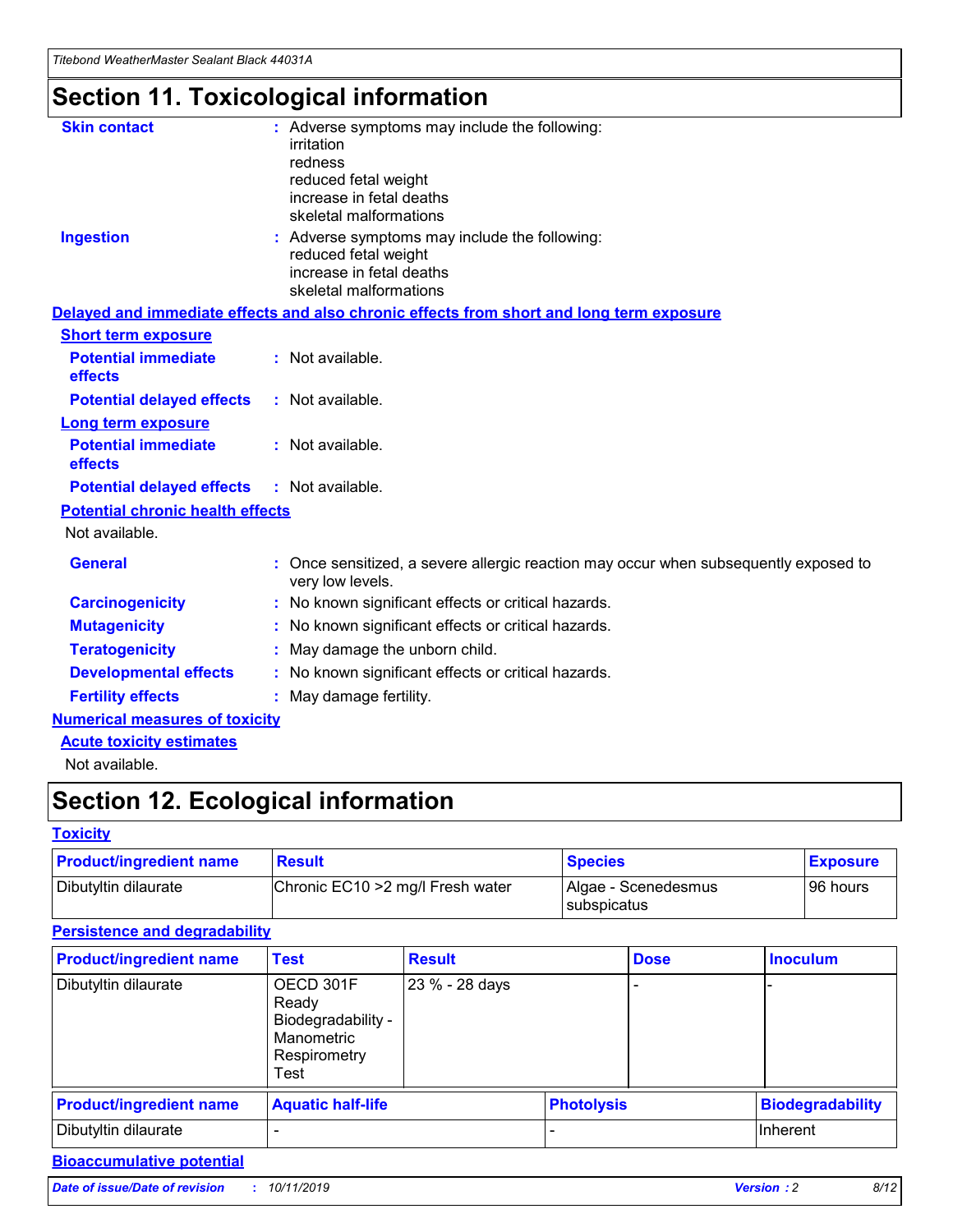# Section 11. Toxicological information

**Skin contact** : Adverse symptoms may include the following:
irritation
redness
reduced fetal weight
increase in fetal deaths
skeletal malformations

**Ingestion** : Adverse symptoms may include the following:
reduced fetal weight
increase in fetal deaths
skeletal malformations

## Delayed and immediate effects and also chronic effects from short and long term exposure

### Short term exposure

**Potential immediate effects** : Not available.

**Potential delayed effects** : Not available.

### Long term exposure

**Potential immediate effects** : Not available.

**Potential delayed effects** : Not available.

### Potential chronic health effects

Not available.

**General** : Once sensitized, a severe allergic reaction may occur when subsequently exposed to very low levels.

**Carcinogenicity** : No known significant effects or critical hazards.

**Mutagenicity** : No known significant effects or critical hazards.

**Teratogenicity** : May damage the unborn child.

**Developmental effects** : No known significant effects or critical hazards.

**Fertility effects** : May damage fertility.

## Numerical measures of toxicity

### Acute toxicity estimates

Not available.

# Section 12. Ecological information

## Toxicity

| Product/ingredient name | Result | Species | Exposure |
|---|---|---|---|
| Dibutyltin dilaurate | Chronic EC10 >2 mg/l Fresh water | Algae - Scenedesmus subspicatus | 96 hours |

## Persistence and degradability

| Product/ingredient name | Test | Result | Dose | Inoculum |
|---|---|---|---|---|
| Dibutyltin dilaurate | OECD 301F Ready Biodegradability - Manometric Respirometry Test | 23 % - 28 days | - | - |

| Product/ingredient name | Aquatic half-life | Photolysis | Biodegradability |
|---|---|---|---|
| Dibutyltin dilaurate | - | - | Inherent |

## Bioaccumulative potential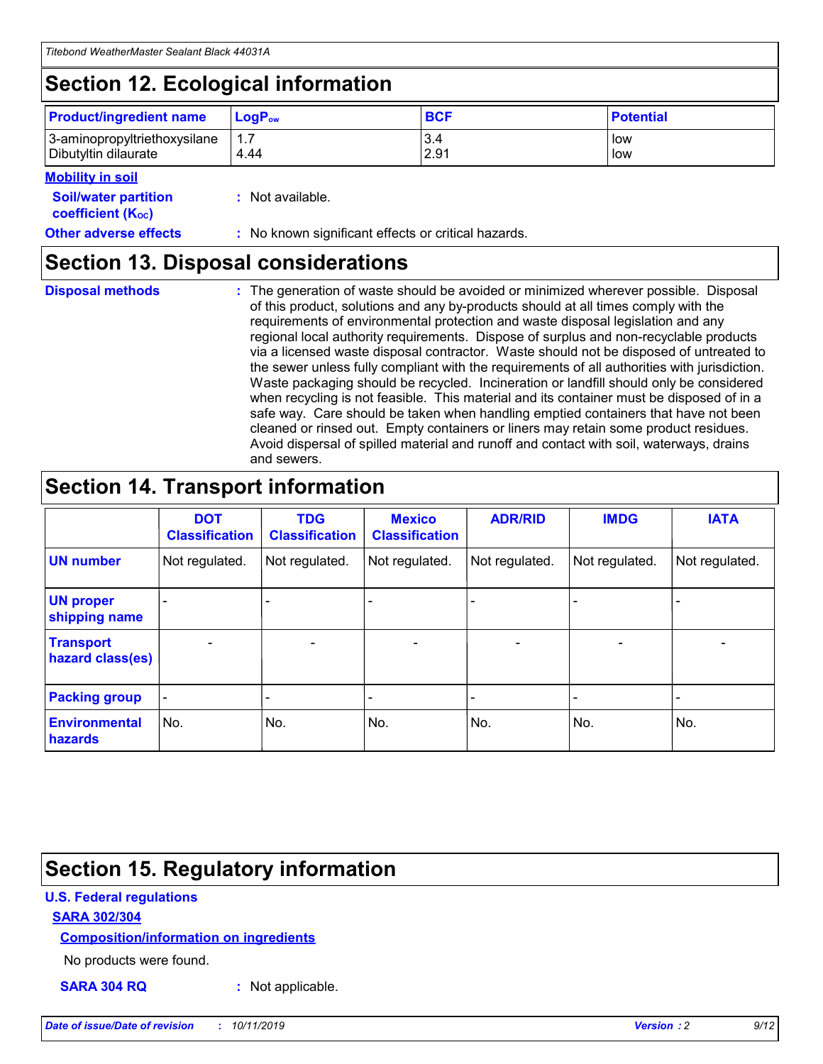## Section 12. Ecological information

| Product/ingredient name | $LogP_{ow}$ | BCF | Potential |
|---|---|---|---|
| 3-aminopropyltriethoxysilane | 1.7 | 3.4 | low |
| Dibutyltin dilaurate | 4.44 | 2.91 | low |

**Mobility in soil**

**Soil/water partition coefficient ($K_{OC}$)** : Not available.

**Other adverse effects** : No known significant effects or critical hazards.

## Section 13. Disposal considerations

**Disposal methods** : The generation of waste should be avoided or minimized wherever possible. Disposal of this product, solutions and any by-products should at all times comply with the requirements of environmental protection and waste disposal legislation and any regional local authority requirements. Dispose of surplus and non-recyclable products via a licensed waste disposal contractor. Waste should not be disposed of untreated to the sewer unless fully compliant with the requirements of all authorities with jurisdiction. Waste packaging should be recycled. Incineration or landfill should only be considered when recycling is not feasible. This material and its container must be disposed of in a safe way. Care should be taken when handling emptied containers that have not been cleaned or rinsed out. Empty containers or liners may retain some product residues. Avoid dispersal of spilled material and runoff and contact with soil, waterways, drains and sewers.

## Section 14. Transport information

| | DOT Classification | TDG Classification | Mexico Classification | ADR/RID | IMDG | IATA |
|---|---|---|---|---|---|---|
| UN number | Not regulated. | Not regulated. | Not regulated. | Not regulated. | Not regulated. | Not regulated. |
| UN proper shipping name | - | - | - | - | - | - |
| Transport hazard class(es) | - | - | - | - | - | - |
| Packing group | - | - | - | - | - | - |
| Environmental hazards | No. | No. | No. | No. | No. | No. |

## Section 15. Regulatory information

**U.S. Federal regulations**

**SARA 302/304**

**Composition/information on ingredients**

No products were found.

**SARA 304 RQ** : Not applicable.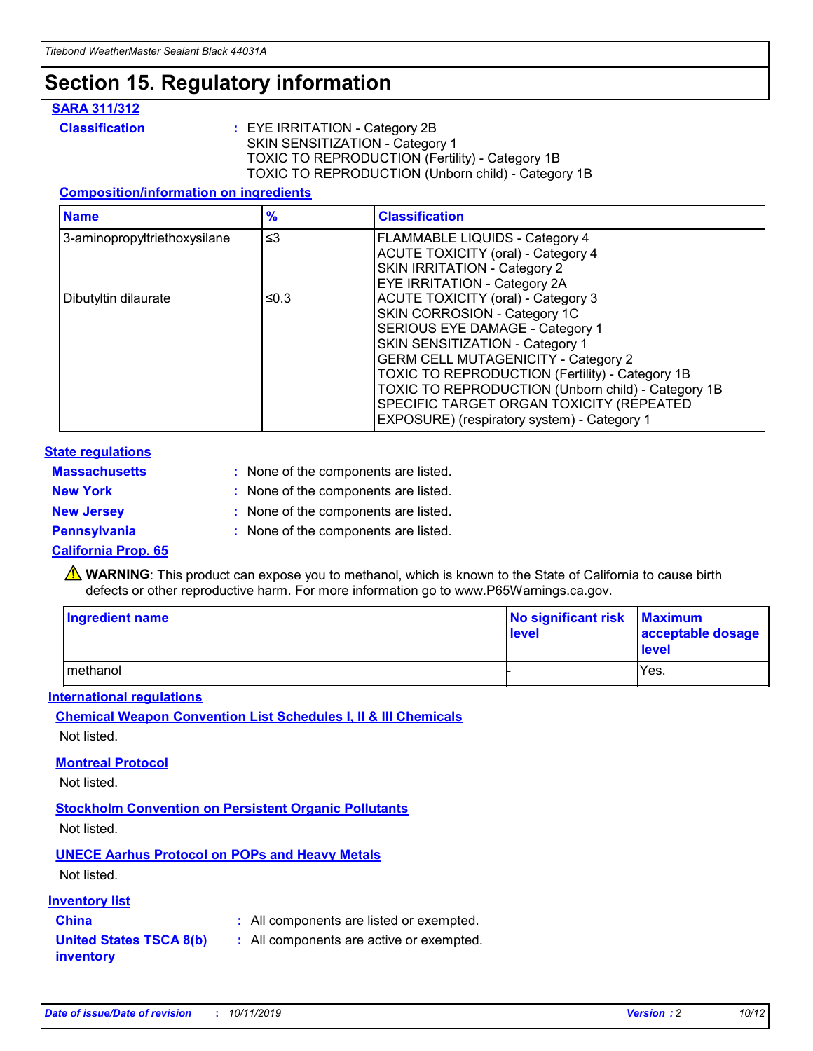# Section 15. Regulatory information

## SARA 311/312

**Classification** : EYE IRRITATION - Category 2B
SKIN SENSITIZATION - Category 1
TOXIC TO REPRODUCTION (Fertility) - Category 1B
TOXIC TO REPRODUCTION (Unborn child) - Category 1B

### Composition/information on ingredients

| Name | % | Classification |
|---|---|---|
| 3-aminopropyltriethoxysilane | ≤3 | FLAMMABLE LIQUIDS - Category 4<br>ACUTE TOXICITY (oral) - Category 4<br>SKIN IRRITATION - Category 2<br>EYE IRRITATION - Category 2A |
| Dibutyltin dilaurate | ≤0.3 | ACUTE TOXICITY (oral) - Category 3<br>SKIN CORROSION - Category 1C<br>SERIOUS EYE DAMAGE - Category 1<br>SKIN SENSITIZATION - Category 1<br>GERM CELL MUTAGENICITY - Category 2<br>TOXIC TO REPRODUCTION (Fertility) - Category 1B<br>TOXIC TO REPRODUCTION (Unborn child) - Category 1B<br>SPECIFIC TARGET ORGAN TOXICITY (REPEATED EXPOSURE) (respiratory system) - Category 1 |

## State regulations

**Massachusetts** : None of the components are listed.

**New York** : None of the components are listed.

**New Jersey** : None of the components are listed.

**Pennsylvania** : None of the components are listed.

## California Prop. 65

⚠ **WARNING**: This product can expose you to methanol, which is known to the State of California to cause birth defects or other reproductive harm. For more information go to www.P65Warnings.ca.gov.

| Ingredient name | No significant risk level | Maximum acceptable dosage level |
|---|---|---|
| methanol | - | Yes. |

## International regulations

### Chemical Weapon Convention List Schedules I, II & III Chemicals

Not listed.

### Montreal Protocol

Not listed.

### Stockholm Convention on Persistent Organic Pollutants

Not listed.

### UNECE Aarhus Protocol on POPs and Heavy Metals

Not listed.

## Inventory list

**China** : All components are listed or exempted.

**United States TSCA 8(b) inventory** : All components are active or exempted.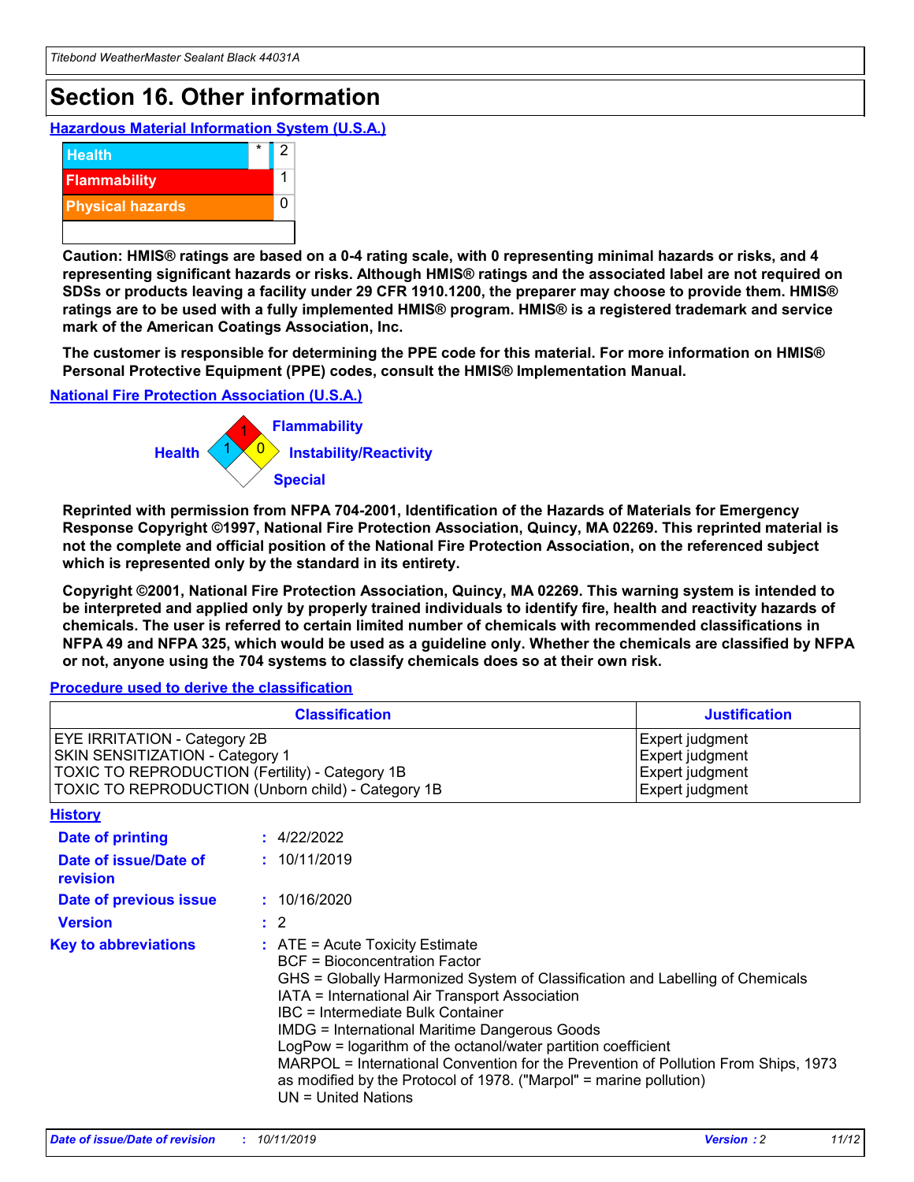# Section 16. Other information

## Hazardous Material Information System (U.S.A.)

| | | |
|---|---|---|
| Health | * | 2 |
| Flammability | | 1 |
| Physical hazards | | 0 |
| | | |

**Caution: HMIS® ratings are based on a 0-4 rating scale, with 0 representing minimal hazards or risks, and 4 representing significant hazards or risks. Although HMIS® ratings and the associated label are not required on SDSs or products leaving a facility under 29 CFR 1910.1200, the preparer may choose to provide them. HMIS® ratings are to be used with a fully implemented HMIS® program. HMIS® is a registered trademark and service mark of the American Coatings Association, Inc.**

**The customer is responsible for determining the PPE code for this material. For more information on HMIS® Personal Protective Equipment (PPE) codes, consult the HMIS® Implementation Manual.**

## National Fire Protection Association (U.S.A.)

Health: 1
Flammability: 1
Instability/Reactivity: 0
Special:

**Reprinted with permission from NFPA 704-2001, Identification of the Hazards of Materials for Emergency Response Copyright ©1997, National Fire Protection Association, Quincy, MA 02269. This reprinted material is not the complete and official position of the National Fire Protection Association, on the referenced subject which is represented only by the standard in its entirety.**

**Copyright ©2001, National Fire Protection Association, Quincy, MA 02269. This warning system is intended to be interpreted and applied only by properly trained individuals to identify fire, health and reactivity hazards of chemicals. The user is referred to certain limited number of chemicals with recommended classifications in NFPA 49 and NFPA 325, which would be used as a guideline only. Whether the chemicals are classified by NFPA or not, anyone using the 704 systems to classify chemicals does so at their own risk.**

## Procedure used to derive the classification

| Classification | Justification |
|---|---|
| EYE IRRITATION - Category 2B | Expert judgment |
| SKIN SENSITIZATION - Category 1 | Expert judgment |
| TOXIC TO REPRODUCTION (Fertility) - Category 1B | Expert judgment |
| TOXIC TO REPRODUCTION (Unborn child) - Category 1B | Expert judgment |

## History

**Date of printing** : 4/22/2022

**Date of issue/Date of revision** : 10/11/2019

**Date of previous issue** : 10/16/2020

**Version** : 2

**Key to abbreviations** :
ATE = Acute Toxicity Estimate
BCF = Bioconcentration Factor
GHS = Globally Harmonized System of Classification and Labelling of Chemicals
IATA = International Air Transport Association
IBC = Intermediate Bulk Container
IMDG = International Maritime Dangerous Goods
LogPow = logarithm of the octanol/water partition coefficient
MARPOL = International Convention for the Prevention of Pollution From Ships, 1973 as modified by the Protocol of 1978. ("Marpol" = marine pollution)
UN = United Nations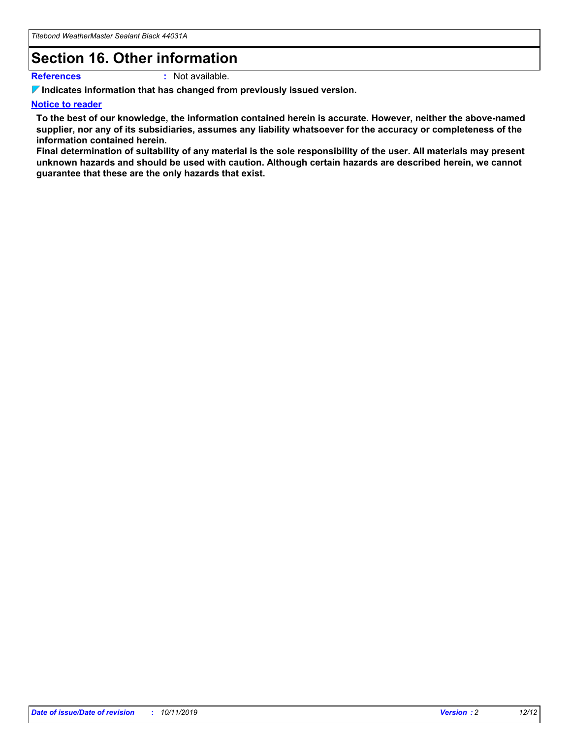# Section 16. Other information

**References** : Not available.

**Indicates information that has changed from previously issued version.**

**Notice to reader**

**To the best of our knowledge, the information contained herein is accurate. However, neither the above-named supplier, nor any of its subsidiaries, assumes any liability whatsoever for the accuracy or completeness of the information contained herein.**

**Final determination of suitability of any material is the sole responsibility of the user. All materials may present unknown hazards and should be used with caution. Although certain hazards are described herein, we cannot guarantee that these are the only hazards that exist.**